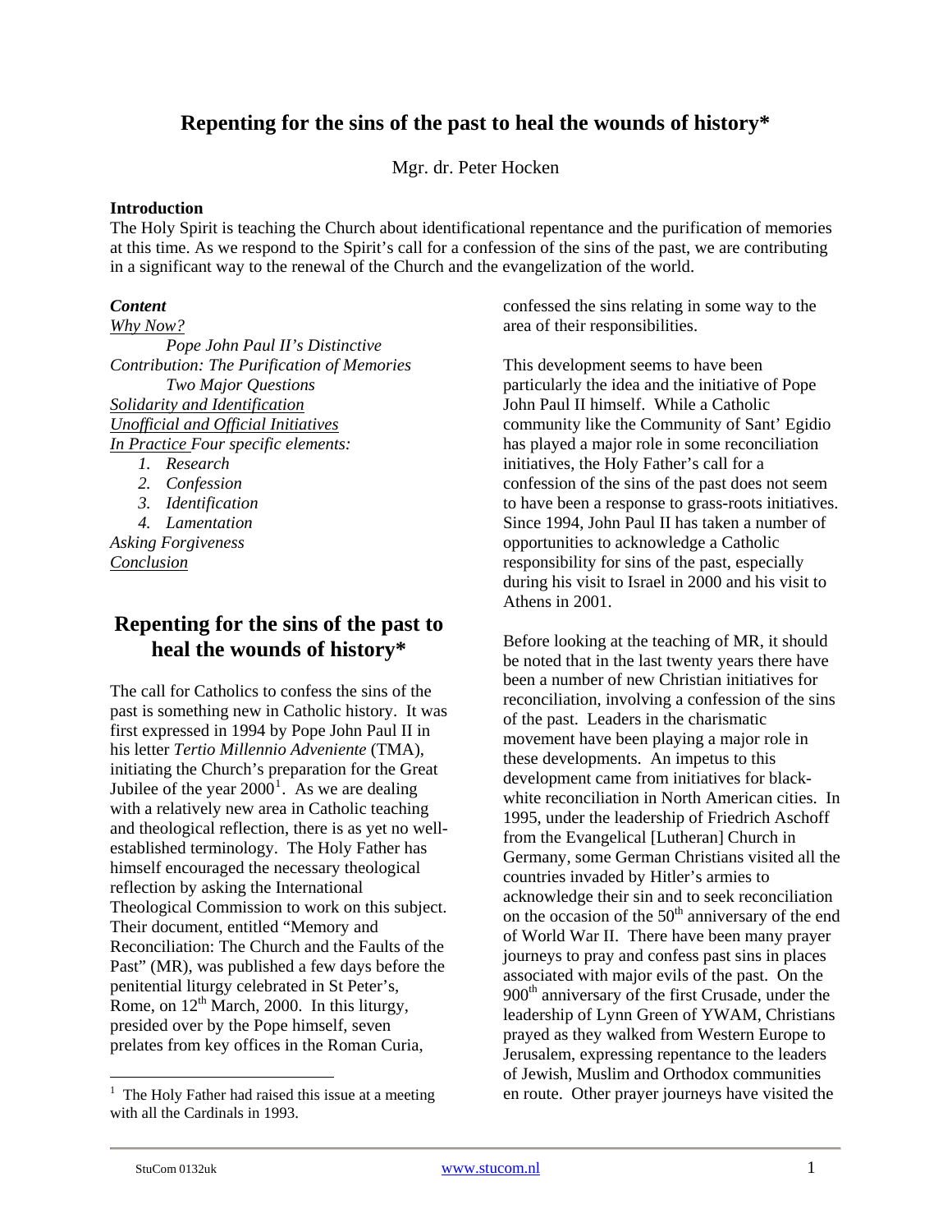# Repenting for the sins of the past to heal the wounds of history*

Mgr. dr. Peter Hocken

**Introduction**

The Holy Spirit is teaching the Church about identificational repentance and the purification of memories at this time. As we respond to the Spirit's call for a confession of the sins of the past, we are contributing in a significant way to the renewal of the Church and the evangelization of the world.

***Content***

*Why Now?*

*Pope John Paul II's Distinctive Contribution: The Purification of Memories*

*Two Major Questions*

*Solidarity and Identification*

*Unofficial and Official Initiatives*

*In Practice Four specific elements:*

1. *Research*
2. *Confession*
3. *Identification*
4. *Lamentation*

*Asking Forgiveness*

*Conclusion*

## Repenting for the sins of the past to heal the wounds of history*

The call for Catholics to confess the sins of the past is something new in Catholic history. It was first expressed in 1994 by Pope John Paul II in his letter *Tertio Millennio Adveniente* (TMA), initiating the Church's preparation for the Great Jubilee of the year 2000[1]. As we are dealing with a relatively new area in Catholic teaching and theological reflection, there is as yet no well-established terminology. The Holy Father has himself encouraged the necessary theological reflection by asking the International Theological Commission to work on this subject. Their document, entitled "Memory and Reconciliation: The Church and the Faults of the Past" (MR), was published a few days before the penitential liturgy celebrated in St Peter's, Rome, on 12th March, 2000. In this liturgy, presided over by the Pope himself, seven prelates from key offices in the Roman Curia, confessed the sins relating in some way to the area of their responsibilities.

This development seems to have been particularly the idea and the initiative of Pope John Paul II himself. While a Catholic community like the Community of Sant' Egidio has played a major role in some reconciliation initiatives, the Holy Father's call for a confession of the sins of the past does not seem to have been a response to grass-roots initiatives. Since 1994, John Paul II has taken a number of opportunities to acknowledge a Catholic responsibility for sins of the past, especially during his visit to Israel in 2000 and his visit to Athens in 2001.

Before looking at the teaching of MR, it should be noted that in the last twenty years there have been a number of new Christian initiatives for reconciliation, involving a confession of the sins of the past. Leaders in the charismatic movement have been playing a major role in these developments. An impetus to this development came from initiatives for black-white reconciliation in North American cities. In 1995, under the leadership of Friedrich Aschoff from the Evangelical [Lutheran] Church in Germany, some German Christians visited all the countries invaded by Hitler's armies to acknowledge their sin and to seek reconciliation on the occasion of the 50th anniversary of the end of World War II. There have been many prayer journeys to pray and confess past sins in places associated with major evils of the past. On the 900th anniversary of the first Crusade, under the leadership of Lynn Green of YWAM, Christians prayed as they walked from Western Europe to Jerusalem, expressing repentance to the leaders of Jewish, Muslim and Orthodox communities en route. Other prayer journeys have visited the

[1] The Holy Father had raised this issue at a meeting with all the Cardinals in 1993.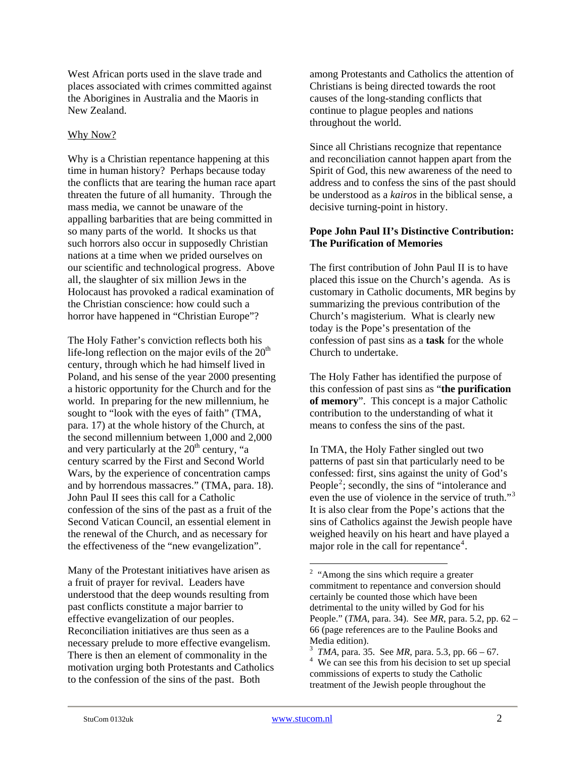West African ports used in the slave trade and places associated with crimes committed against the Aborigines in Australia and the Maoris in New Zealand.

Why Now?

Why is a Christian repentance happening at this time in human history? Perhaps because today the conflicts that are tearing the human race apart threaten the future of all humanity. Through the mass media, we cannot be unaware of the appalling barbarities that are being committed in so many parts of the world. It shocks us that such horrors also occur in supposedly Christian nations at a time when we prided ourselves on our scientific and technological progress. Above all, the slaughter of six million Jews in the Holocaust has provoked a radical examination of the Christian conscience: how could such a horror have happened in "Christian Europe"?

The Holy Father's conviction reflects both his life-long reflection on the major evils of the 20th century, through which he had himself lived in Poland, and his sense of the year 2000 presenting a historic opportunity for the Church and for the world. In preparing for the new millennium, he sought to "look with the eyes of faith" (TMA, para. 17) at the whole history of the Church, at the second millennium between 1,000 and 2,000 and very particularly at the 20th century, "a century scarred by the First and Second World Wars, by the experience of concentration camps and by horrendous massacres." (TMA, para. 18). John Paul II sees this call for a Catholic confession of the sins of the past as a fruit of the Second Vatican Council, an essential element in the renewal of the Church, and as necessary for the effectiveness of the "new evangelization".

Many of the Protestant initiatives have arisen as a fruit of prayer for revival. Leaders have understood that the deep wounds resulting from past conflicts constitute a major barrier to effective evangelization of our peoples. Reconciliation initiatives are thus seen as a necessary prelude to more effective evangelism. There is then an element of commonality in the motivation urging both Protestants and Catholics to the confession of the sins of the past. Both among Protestants and Catholics the attention of Christians is being directed towards the root causes of the long-standing conflicts that continue to plague peoples and nations throughout the world.

Since all Christians recognize that repentance and reconciliation cannot happen apart from the Spirit of God, this new awareness of the need to address and to confess the sins of the past should be understood as a *kairos* in the biblical sense, a decisive turning-point in history.

**Pope John Paul II's Distinctive Contribution: The Purification of Memories**

The first contribution of John Paul II is to have placed this issue on the Church's agenda. As is customary in Catholic documents, MR begins by summarizing the previous contribution of the Church's magisterium. What is clearly new today is the Pope's presentation of the confession of past sins as a **task** for the whole Church to undertake.

The Holy Father has identified the purpose of this confession of past sins as "**the purification of memory**". This concept is a major Catholic contribution to the understanding of what it means to confess the sins of the past.

In TMA, the Holy Father singled out two patterns of past sin that particularly need to be confessed: first, sins against the unity of God's People[2]; secondly, the sins of "intolerance and even the use of violence in the service of truth."[3] It is also clear from the Pope's actions that the sins of Catholics against the Jewish people have weighed heavily on his heart and have played a major role in the call for repentance[4].

[2] "Among the sins which require a greater commitment to repentance and conversion should certainly be counted those which have been detrimental to the unity willed by God for his People." (*TMA*, para. 34). See *MR*, para. 5.2, pp. 62 – 66 (page references are to the Pauline Books and Media edition).

[3] *TMA*, para. 35. See *MR*, para. 5.3, pp. 66 – 67.

[4] We can see this from his decision to set up special commissions of experts to study the Catholic treatment of the Jewish people throughout the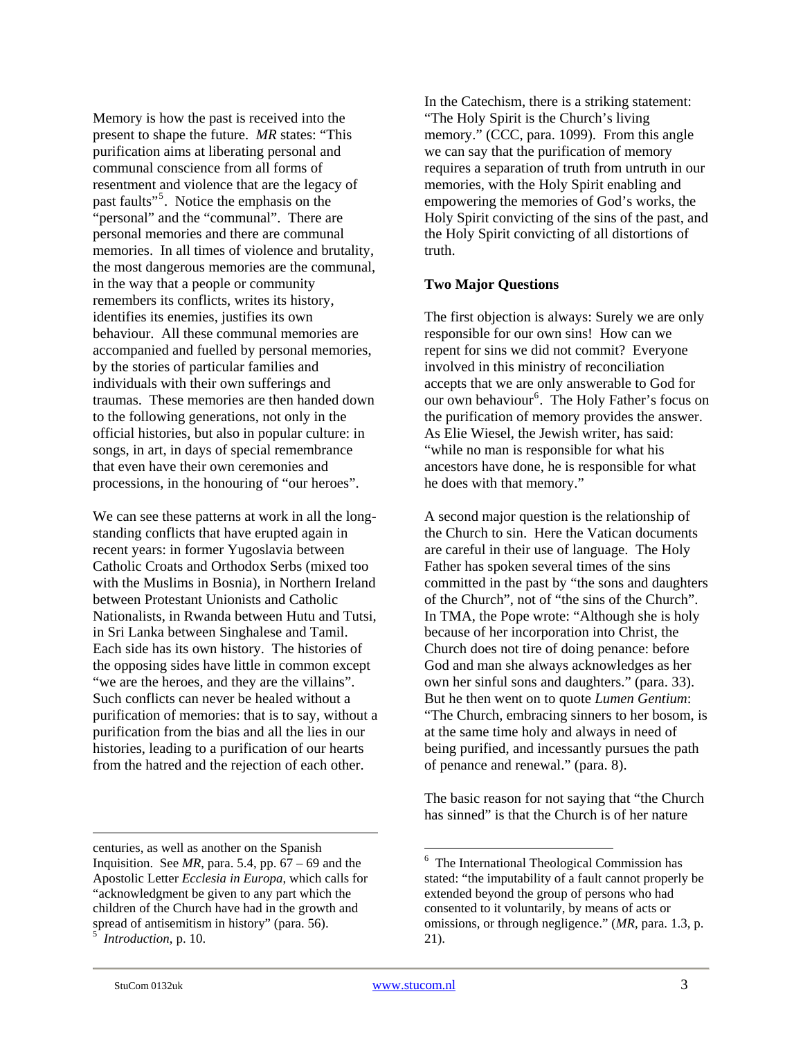Memory is how the past is received into the present to shape the future. *MR* states: "This purification aims at liberating personal and communal conscience from all forms of resentment and violence that are the legacy of past faults"[5]. Notice the emphasis on the "personal" and the "communal". There are personal memories and there are communal memories. In all times of violence and brutality, the most dangerous memories are the communal, in the way that a people or community remembers its conflicts, writes its history, identifies its enemies, justifies its own behaviour. All these communal memories are accompanied and fuelled by personal memories, by the stories of particular families and individuals with their own sufferings and traumas. These memories are then handed down to the following generations, not only in the official histories, but also in popular culture: in songs, in art, in days of special remembrance that even have their own ceremonies and processions, in the honouring of "our heroes".

We can see these patterns at work in all the long-standing conflicts that have erupted again in recent years: in former Yugoslavia between Catholic Croats and Orthodox Serbs (mixed too with the Muslims in Bosnia), in Northern Ireland between Protestant Unionists and Catholic Nationalists, in Rwanda between Hutu and Tutsi, in Sri Lanka between Singhalese and Tamil. Each side has its own history. The histories of the opposing sides have little in common except "we are the heroes, and they are the villains". Such conflicts can never be healed without a purification of memories: that is to say, without a purification from the bias and all the lies in our histories, leading to a purification of our hearts from the hatred and the rejection of each other.

In the Catechism, there is a striking statement: "The Holy Spirit is the Church's living memory." (CCC, para. 1099). From this angle we can say that the purification of memory requires a separation of truth from untruth in our memories, with the Holy Spirit enabling and empowering the memories of God's works, the Holy Spirit convicting of the sins of the past, and the Holy Spirit convicting of all distortions of truth.

**Two Major Questions**

The first objection is always: Surely we are only responsible for our own sins! How can we repent for sins we did not commit? Everyone involved in this ministry of reconciliation accepts that we are only answerable to God for our own behaviour[6]. The Holy Father's focus on the purification of memory provides the answer. As Elie Wiesel, the Jewish writer, has said: "while no man is responsible for what his ancestors have done, he is responsible for what he does with that memory."

A second major question is the relationship of the Church to sin. Here the Vatican documents are careful in their use of language. The Holy Father has spoken several times of the sins committed in the past by "the sons and daughters of the Church", not of "the sins of the Church". In TMA, the Pope wrote: "Although she is holy because of her incorporation into Christ, the Church does not tire of doing penance: before God and man she always acknowledges as her own her sinful sons and daughters." (para. 33). But he then went on to quote *Lumen Gentium*: "The Church, embracing sinners to her bosom, is at the same time holy and always in need of being purified, and incessantly pursues the path of penance and renewal." (para. 8).

The basic reason for not saying that "the Church has sinned" is that the Church is of her nature

---

centuries, as well as another on the Spanish Inquisition. See *MR*, para. 5.4, pp. 67 – 69 and the Apostolic Letter *Ecclesia in Europa*, which calls for "acknowledgment be given to any part which the children of the Church have had in the growth and spread of antisemitism in history" (para. 56).

[5] *Introduction*, p. 10.

[6] The International Theological Commission has stated: "the imputability of a fault cannot properly be extended beyond the group of persons who had consented to it voluntarily, by means of acts or omissions, or through negligence." (*MR*, para. 1.3, p. 21).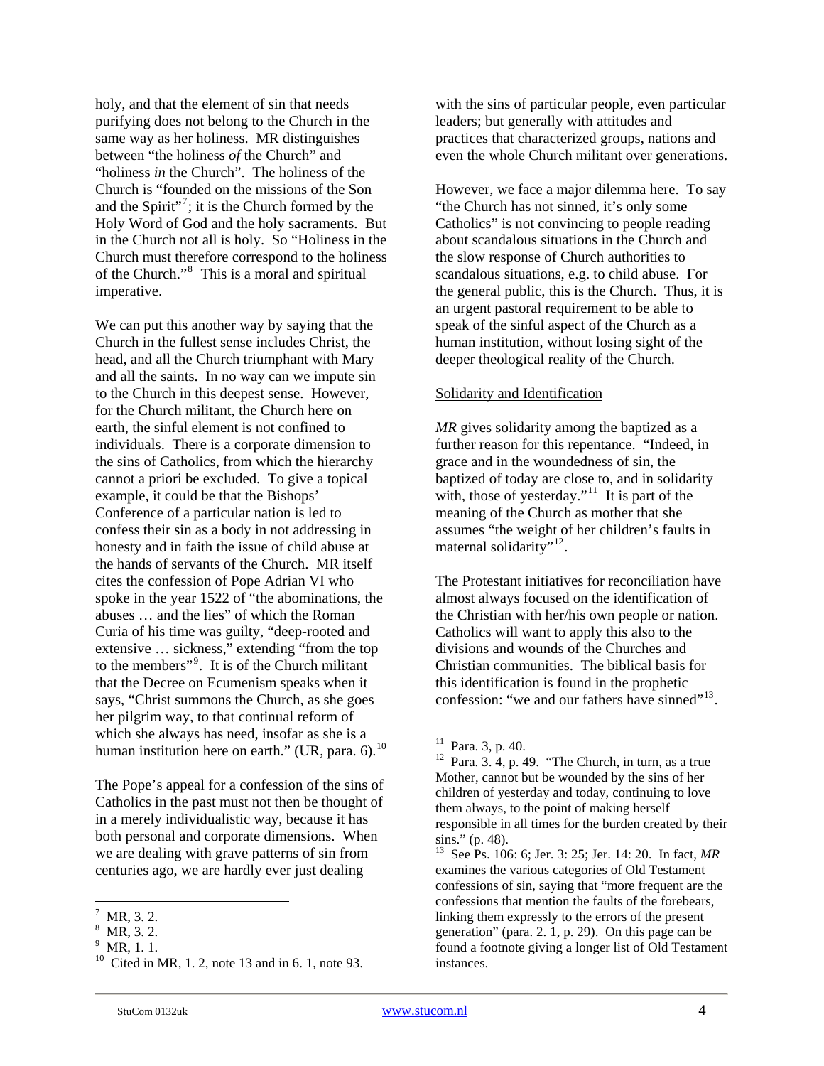holy, and that the element of sin that needs purifying does not belong to the Church in the same way as her holiness. MR distinguishes between "the holiness *of* the Church" and "holiness *in* the Church". The holiness of the Church is "founded on the missions of the Son and the Spirit"[7]; it is the Church formed by the Holy Word of God and the holy sacraments. But in the Church not all is holy. So "Holiness in the Church must therefore correspond to the holiness of the Church."[8] This is a moral and spiritual imperative.

We can put this another way by saying that the Church in the fullest sense includes Christ, the head, and all the Church triumphant with Mary and all the saints. In no way can we impute sin to the Church in this deepest sense. However, for the Church militant, the Church here on earth, the sinful element is not confined to individuals. There is a corporate dimension to the sins of Catholics, from which the hierarchy cannot a priori be excluded. To give a topical example, it could be that the Bishops' Conference of a particular nation is led to confess their sin as a body in not addressing in honesty and in faith the issue of child abuse at the hands of servants of the Church. MR itself cites the confession of Pope Adrian VI who spoke in the year 1522 of "the abominations, the abuses … and the lies" of which the Roman Curia of his time was guilty, "deep-rooted and extensive … sickness," extending "from the top to the members"[9]. It is of the Church militant that the Decree on Ecumenism speaks when it says, "Christ summons the Church, as she goes her pilgrim way, to that continual reform of which she always has need, insofar as she is a human institution here on earth." (UR, para. 6).[10]

The Pope's appeal for a confession of the sins of Catholics in the past must not then be thought of in a merely individualistic way, because it has both personal and corporate dimensions. When we are dealing with grave patterns of sin from centuries ago, we are hardly ever just dealing with the sins of particular people, even particular leaders; but generally with attitudes and practices that characterized groups, nations and even the whole Church militant over generations.

However, we face a major dilemma here. To say "the Church has not sinned, it's only some Catholics" is not convincing to people reading about scandalous situations in the Church and the slow response of Church authorities to scandalous situations, e.g. to child abuse. For the general public, this is the Church. Thus, it is an urgent pastoral requirement to be able to speak of the sinful aspect of the Church as a human institution, without losing sight of the deeper theological reality of the Church.

## Solidarity and Identification

*MR* gives solidarity among the baptized as a further reason for this repentance. "Indeed, in grace and in the woundedness of sin, the baptized of today are close to, and in solidarity with, those of yesterday."[11] It is part of the meaning of the Church as mother that she assumes "the weight of her children's faults in maternal solidarity"[12].

The Protestant initiatives for reconciliation have almost always focused on the identification of the Christian with her/his own people or nation. Catholics will want to apply this also to the divisions and wounds of the Churches and Christian communities. The biblical basis for this identification is found in the prophetic confession: "we and our fathers have sinned"[13].

---

[7] MR, 3. 2.

[8] MR, 3. 2.

[9] MR, 1. 1.

[10] Cited in MR, 1. 2, note 13 and in 6. 1, note 93.

[11] Para. 3, p. 40.

[12] Para. 3. 4, p. 49. "The Church, in turn, as a true Mother, cannot but be wounded by the sins of her children of yesterday and today, continuing to love them always, to the point of making herself responsible in all times for the burden created by their sins." (p. 48).

[13] See Ps. 106: 6; Jer. 3: 25; Jer. 14: 20. In fact, *MR* examines the various categories of Old Testament confessions of sin, saying that "more frequent are the confessions that mention the faults of the forebears, linking them expressly to the errors of the present generation" (para. 2. 1, p. 29). On this page can be found a footnote giving a longer list of Old Testament instances.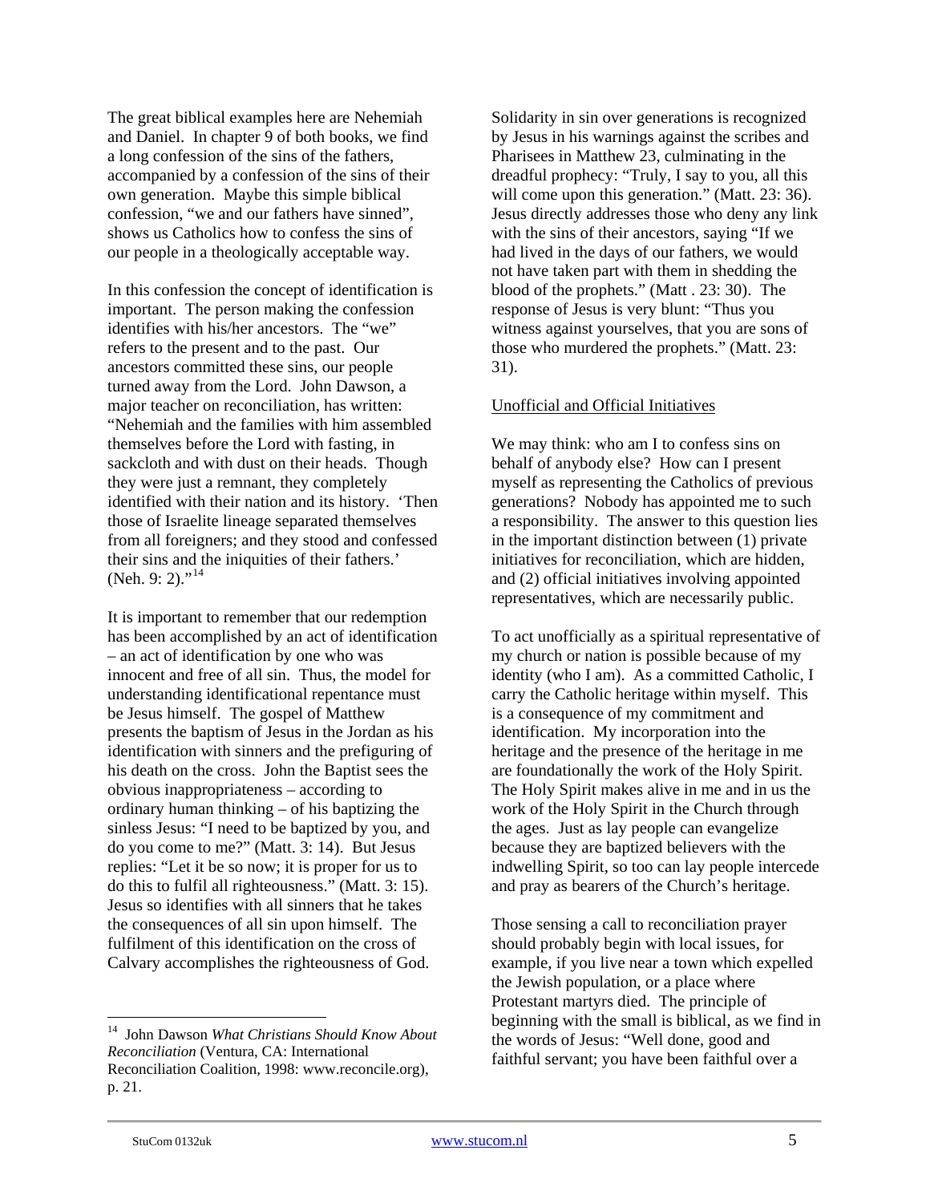The great biblical examples here are Nehemiah and Daniel. In chapter 9 of both books, we find a long confession of the sins of the fathers, accompanied by a confession of the sins of their own generation. Maybe this simple biblical confession, "we and our fathers have sinned", shows us Catholics how to confess the sins of our people in a theologically acceptable way.

In this confession the concept of identification is important. The person making the confession identifies with his/her ancestors. The "we" refers to the present and to the past. Our ancestors committed these sins, our people turned away from the Lord. John Dawson, a major teacher on reconciliation, has written: "Nehemiah and the families with him assembled themselves before the Lord with fasting, in sackcloth and with dust on their heads. Though they were just a remnant, they completely identified with their nation and its history. 'Then those of Israelite lineage separated themselves from all foreigners; and they stood and confessed their sins and the iniquities of their fathers.' (Neh. 9: 2)."[14]

It is important to remember that our redemption has been accomplished by an act of identification – an act of identification by one who was innocent and free of all sin. Thus, the model for understanding identificational repentance must be Jesus himself. The gospel of Matthew presents the baptism of Jesus in the Jordan as his identification with sinners and the prefiguring of his death on the cross. John the Baptist sees the obvious inappropriateness – according to ordinary human thinking – of his baptizing the sinless Jesus: "I need to be baptized by you, and do you come to me?" (Matt. 3: 14). But Jesus replies: "Let it be so now; it is proper for us to do this to fulfil all righteousness." (Matt. 3: 15). Jesus so identifies with all sinners that he takes the consequences of all sin upon himself. The fulfilment of this identification on the cross of Calvary accomplishes the righteousness of God.

Solidarity in sin over generations is recognized by Jesus in his warnings against the scribes and Pharisees in Matthew 23, culminating in the dreadful prophecy: "Truly, I say to you, all this will come upon this generation." (Matt. 23: 36). Jesus directly addresses those who deny any link with the sins of their ancestors, saying "If we had lived in the days of our fathers, we would not have taken part with them in shedding the blood of the prophets." (Matt . 23: 30). The response of Jesus is very blunt: "Thus you witness against yourselves, that you are sons of those who murdered the prophets." (Matt. 23: 31).

## Unofficial and Official Initiatives

We may think: who am I to confess sins on behalf of anybody else? How can I present myself as representing the Catholics of previous generations? Nobody has appointed me to such a responsibility. The answer to this question lies in the important distinction between (1) private initiatives for reconciliation, which are hidden, and (2) official initiatives involving appointed representatives, which are necessarily public.

To act unofficially as a spiritual representative of my church or nation is possible because of my identity (who I am). As a committed Catholic, I carry the Catholic heritage within myself. This is a consequence of my commitment and identification. My incorporation into the heritage and the presence of the heritage in me are foundationally the work of the Holy Spirit. The Holy Spirit makes alive in me and in us the work of the Holy Spirit in the Church through the ages. Just as lay people can evangelize because they are baptized believers with the indwelling Spirit, so too can lay people intercede and pray as bearers of the Church's heritage.

Those sensing a call to reconciliation prayer should probably begin with local issues, for example, if you live near a town which expelled the Jewish population, or a place where Protestant martyrs died. The principle of beginning with the small is biblical, as we find in the words of Jesus: "Well done, good and faithful servant; you have been faithful over a

---

[14] John Dawson *What Christians Should Know About Reconciliation* (Ventura, CA: International Reconciliation Coalition, 1998: www.reconcile.org), p. 21.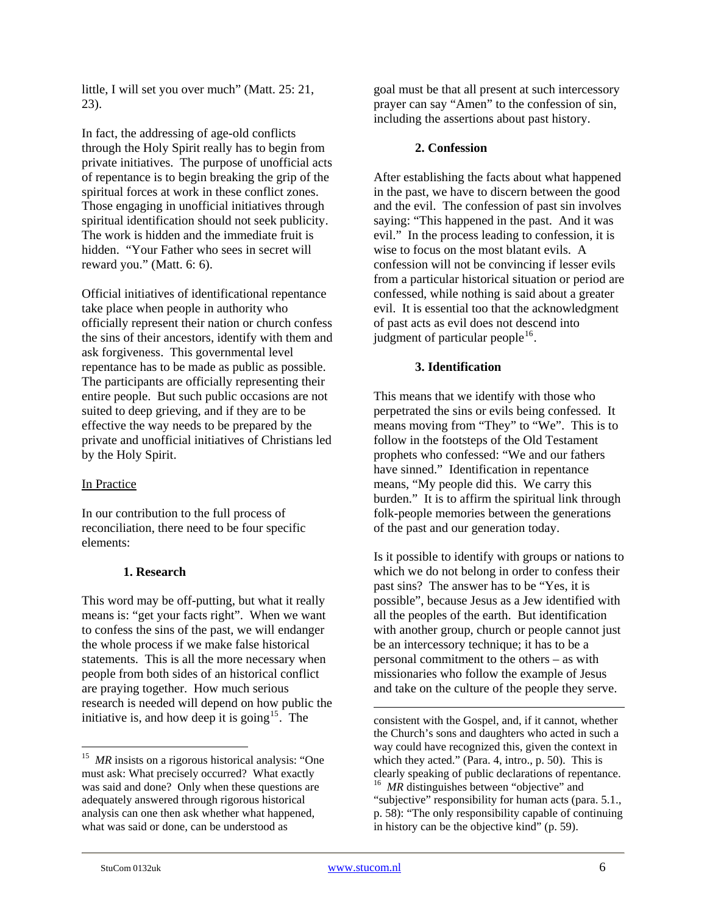little, I will set you over much" (Matt. 25: 21, 23).

In fact, the addressing of age-old conflicts through the Holy Spirit really has to begin from private initiatives. The purpose of unofficial acts of repentance is to begin breaking the grip of the spiritual forces at work in these conflict zones. Those engaging in unofficial initiatives through spiritual identification should not seek publicity. The work is hidden and the immediate fruit is hidden. "Your Father who sees in secret will reward you." (Matt. 6: 6).

Official initiatives of identificational repentance take place when people in authority who officially represent their nation or church confess the sins of their ancestors, identify with them and ask forgiveness. This governmental level repentance has to be made as public as possible. The participants are officially representing their entire people. But such public occasions are not suited to deep grieving, and if they are to be effective the way needs to be prepared by the private and unofficial initiatives of Christians led by the Holy Spirit.

In Practice

In our contribution to the full process of reconciliation, there need to be four specific elements:

**1. Research**

This word may be off-putting, but what it really means is: "get your facts right". When we want to confess the sins of the past, we will endanger the whole process if we make false historical statements. This is all the more necessary when people from both sides of an historical conflict are praying together. How much serious research is needed will depend on how public the initiative is, and how deep it is going[15]. The goal must be that all present at such intercessory prayer can say "Amen" to the confession of sin, including the assertions about past history.

**2. Confession**

After establishing the facts about what happened in the past, we have to discern between the good and the evil. The confession of past sin involves saying: "This happened in the past. And it was evil." In the process leading to confession, it is wise to focus on the most blatant evils. A confession will not be convincing if lesser evils from a particular historical situation or period are confessed, while nothing is said about a greater evil. It is essential too that the acknowledgment of past acts as evil does not descend into judgment of particular people[16].

**3. Identification**

This means that we identify with those who perpetrated the sins or evils being confessed. It means moving from "They" to "We". This is to follow in the footsteps of the Old Testament prophets who confessed: "We and our fathers have sinned." Identification in repentance means, "My people did this. We carry this burden." It is to affirm the spiritual link through folk-people memories between the generations of the past and our generation today.

Is it possible to identify with groups or nations to which we do not belong in order to confess their past sins? The answer has to be "Yes, it is possible", because Jesus as a Jew identified with all the peoples of the earth. But identification with another group, church or people cannot just be an intercessory technique; it has to be a personal commitment to the others – as with missionaries who follow the example of Jesus and take on the culture of the people they serve.

---

[15] *MR* insists on a rigorous historical analysis: "One must ask: What precisely occurred? What exactly was said and done? Only when these questions are adequately answered through rigorous historical analysis can one then ask whether what happened, what was said or done, can be understood as consistent with the Gospel, and, if it cannot, whether the Church's sons and daughters who acted in such a way could have recognized this, given the context in which they acted." (Para. 4, intro., p. 50). This is clearly speaking of public declarations of repentance.

[16] *MR* distinguishes between "objective" and "subjective" responsibility for human acts (para. 5.1., p. 58): "The only responsibility capable of continuing in history can be the objective kind" (p. 59).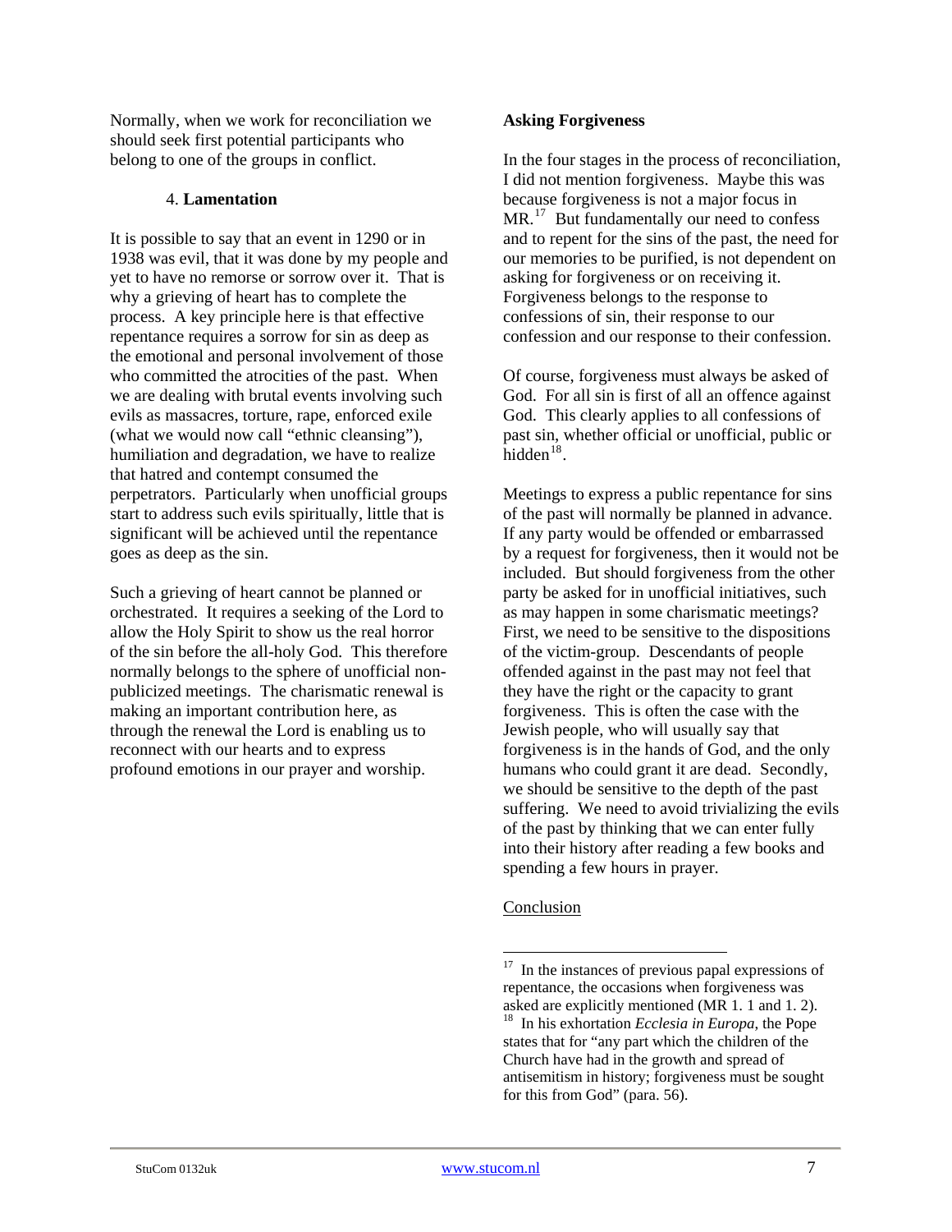Normally, when we work for reconciliation we should seek first potential participants who belong to one of the groups in conflict.

### 4. **Lamentation**

It is possible to say that an event in 1290 or in 1938 was evil, that it was done by my people and yet to have no remorse or sorrow over it. That is why a grieving of heart has to complete the process. A key principle here is that effective repentance requires a sorrow for sin as deep as the emotional and personal involvement of those who committed the atrocities of the past. When we are dealing with brutal events involving such evils as massacres, torture, rape, enforced exile (what we would now call "ethnic cleansing"), humiliation and degradation, we have to realize that hatred and contempt consumed the perpetrators. Particularly when unofficial groups start to address such evils spiritually, little that is significant will be achieved until the repentance goes as deep as the sin.

Such a grieving of heart cannot be planned or orchestrated. It requires a seeking of the Lord to allow the Holy Spirit to show us the real horror of the sin before the all-holy God. This therefore normally belongs to the sphere of unofficial non-publicized meetings. The charismatic renewal is making an important contribution here, as through the renewal the Lord is enabling us to reconnect with our hearts and to express profound emotions in our prayer and worship.

### **Asking Forgiveness**

In the four stages in the process of reconciliation, I did not mention forgiveness. Maybe this was because forgiveness is not a major focus in MR.[17] But fundamentally our need to confess and to repent for the sins of the past, the need for our memories to be purified, is not dependent on asking for forgiveness or on receiving it. Forgiveness belongs to the response to confessions of sin, their response to our confession and our response to their confession.

Of course, forgiveness must always be asked of God. For all sin is first of all an offence against God. This clearly applies to all confessions of past sin, whether official or unofficial, public or hidden[18].

Meetings to express a public repentance for sins of the past will normally be planned in advance. If any party would be offended or embarrassed by a request for forgiveness, then it would not be included. But should forgiveness from the other party be asked for in unofficial initiatives, such as may happen in some charismatic meetings? First, we need to be sensitive to the dispositions of the victim-group. Descendants of people offended against in the past may not feel that they have the right or the capacity to grant forgiveness. This is often the case with the Jewish people, who will usually say that forgiveness is in the hands of God, and the only humans who could grant it are dead. Secondly, we should be sensitive to the depth of the past suffering. We need to avoid trivializing the evils of the past by thinking that we can enter fully into their history after reading a few books and spending a few hours in prayer.

<u>Conclusion</u>

---

[17] In the instances of previous papal expressions of repentance, the occasions when forgiveness was asked are explicitly mentioned (MR 1. 1 and 1. 2).

[18] In his exhortation *Ecclesia in Europa*, the Pope states that for "any part which the children of the Church have had in the growth and spread of antisemitism in history; forgiveness must be sought for this from God" (para. 56).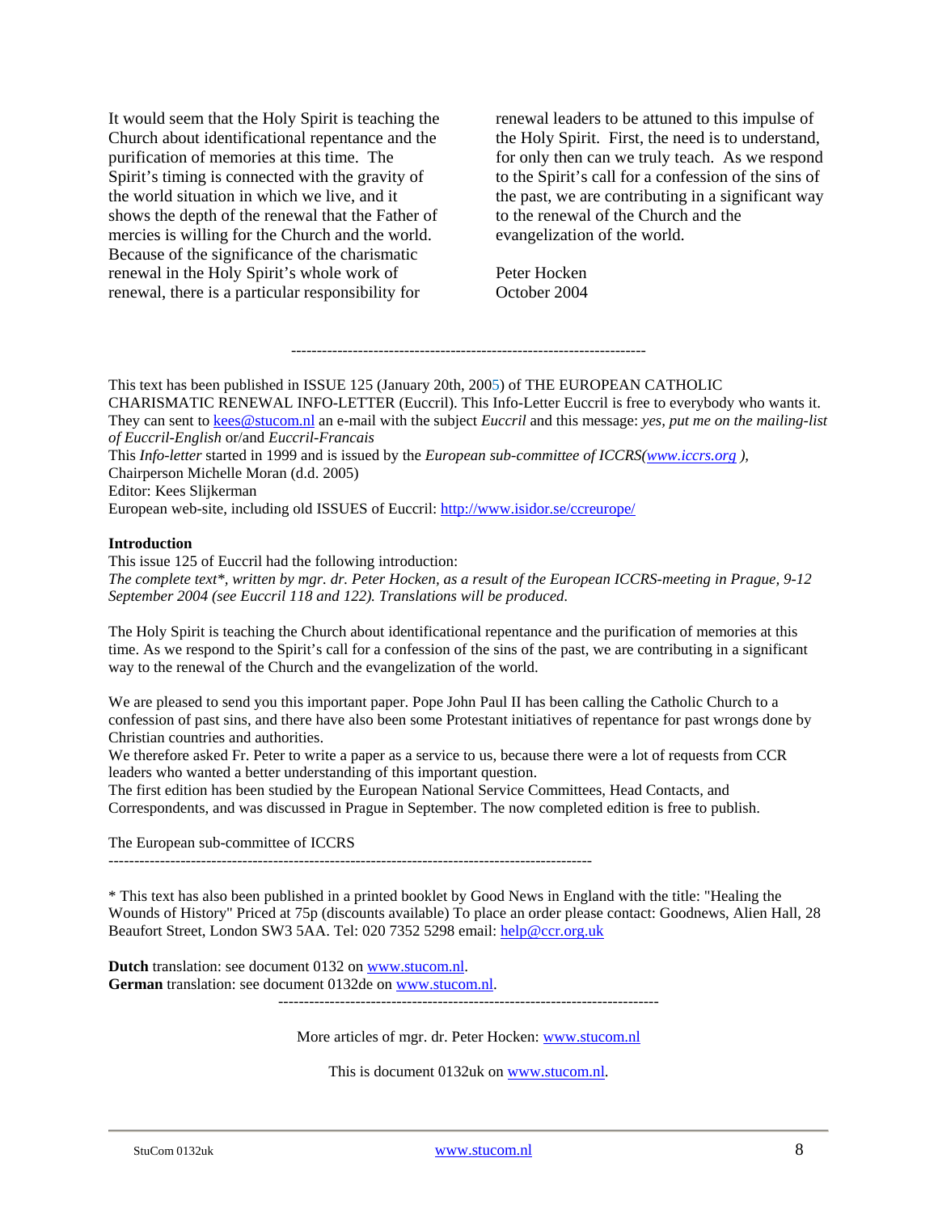It would seem that the Holy Spirit is teaching the Church about identificational repentance and the purification of memories at this time. The Spirit's timing is connected with the gravity of the world situation in which we live, and it shows the depth of the renewal that the Father of mercies is willing for the Church and the world. Because of the significance of the charismatic renewal in the Holy Spirit's whole work of renewal, there is a particular responsibility for renewal leaders to be attuned to this impulse of the Holy Spirit. First, the need is to understand, for only then can we truly teach. As we respond to the Spirit's call for a confession of the sins of the past, we are contributing in a significant way to the renewal of the Church and the evangelization of the world.

Peter Hocken
October 2004

---

This text has been published in ISSUE 125 (January 20th, 2005) of THE EUROPEAN CATHOLIC CHARISMATIC RENEWAL INFO-LETTER (Euccril). This Info-Letter Euccril is free to everybody who wants it. They can sent to kees@stucom.nl an e-mail with the subject *Euccril* and this message: *yes, put me on the mailing-list of Euccril-English* or/and *Euccril-Francais*
This *Info-letter* started in 1999 and is issued by the *European sub-committee of ICCRS(www.iccrs.org ),*
Chairperson Michelle Moran (d.d. 2005)
Editor: Kees Slijkerman
European web-site, including old ISSUES of Euccril: http://www.isidor.se/ccreurope/

**Introduction**
This issue 125 of Euccril had the following introduction:
*The complete text*, written by mgr. dr. Peter Hocken, as a result of the European ICCRS-meeting in Prague, 9-12 September 2004 (see Euccril 118 and 122). Translations will be produced.*

The Holy Spirit is teaching the Church about identificational repentance and the purification of memories at this time. As we respond to the Spirit's call for a confession of the sins of the past, we are contributing in a significant way to the renewal of the Church and the evangelization of the world.

We are pleased to send you this important paper. Pope John Paul II has been calling the Catholic Church to a confession of past sins, and there have also been some Protestant initiatives of repentance for past wrongs done by Christian countries and authorities.
We therefore asked Fr. Peter to write a paper as a service to us, because there were a lot of requests from CCR leaders who wanted a better understanding of this important question.
The first edition has been studied by the European National Service Committees, Head Contacts, and Correspondents, and was discussed in Prague in September. The now completed edition is free to publish.

The European sub-committee of ICCRS

---

* This text has also been published in a printed booklet by Good News in England with the title: "Healing the Wounds of History" Priced at 75p (discounts available) To place an order please contact: Goodnews, Alien Hall, 28 Beaufort Street, London SW3 5AA. Tel: 020 7352 5298 email: help@ccr.org.uk

**Dutch** translation: see document 0132 on www.stucom.nl.
**German** translation: see document 0132de on www.stucom.nl.

---

More articles of mgr. dr. Peter Hocken: www.stucom.nl

This is document 0132uk on www.stucom.nl.